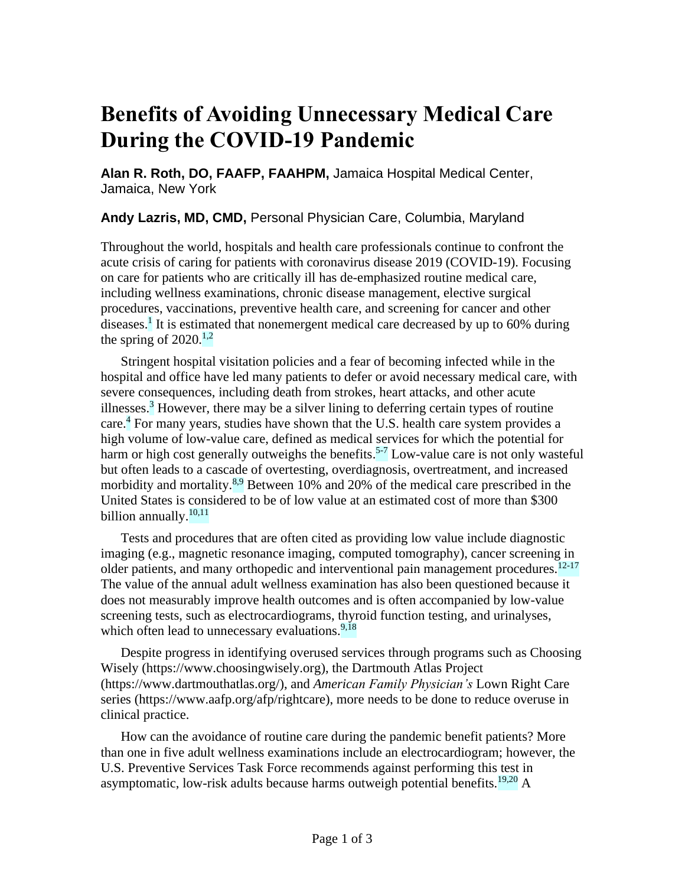# Benefits of Avoiding Unnecessary Medical Care During the COVID-19 Pandemic

**Alan R. Roth, DO, FAAFP, FAAHPM,** Jamaica Hospital Medical Center, Jamaica, New York

**Andy Lazris, MD, CMD,** Personal Physician Care, Columbia, Maryland

Throughout the world, hospitals and health care professionals continue to confront the acute crisis of caring for patients with coronavirus disease 2019 (COVID-19). Focusing on care for patients who are critically ill has de-emphasized routine medical care, including wellness examinations, chronic disease management, elective surgical procedures, vaccinations, preventive health care, and screening for cancer and other diseases.[1] It is estimated that nonemergent medical care decreased by up to 60% during the spring of 2020.[1,2]

Stringent hospital visitation policies and a fear of becoming infected while in the hospital and office have led many patients to defer or avoid necessary medical care, with severe consequences, including death from strokes, heart attacks, and other acute illnesses.[3] However, there may be a silver lining to deferring certain types of routine care.[4] For many years, studies have shown that the U.S. health care system provides a high volume of low-value care, defined as medical services for which the potential for harm or high cost generally outweighs the benefits.[5-7] Low-value care is not only wasteful but often leads to a cascade of overtesting, overdiagnosis, overtreatment, and increased morbidity and mortality.[8,9] Between 10% and 20% of the medical care prescribed in the United States is considered to be of low value at an estimated cost of more than $300 billion annually.[10,11]

Tests and procedures that are often cited as providing low value include diagnostic imaging (e.g., magnetic resonance imaging, computed tomography), cancer screening in older patients, and many orthopedic and interventional pain management procedures.[12-17] The value of the annual adult wellness examination has also been questioned because it does not measurably improve health outcomes and is often accompanied by low-value screening tests, such as electrocardiograms, thyroid function testing, and urinalyses, which often lead to unnecessary evaluations.[9,18]

Despite progress in identifying overused services through programs such as Choosing Wisely (https://www.choosingwisely.org), the Dartmouth Atlas Project (https://www.dartmouthatlas.org/), and *American Family Physician's* Lown Right Care series (https://www.aafp.org/afp/rightcare), more needs to be done to reduce overuse in clinical practice.

How can the avoidance of routine care during the pandemic benefit patients? More than one in five adult wellness examinations include an electrocardiogram; however, the U.S. Preventive Services Task Force recommends against performing this test in asymptomatic, low-risk adults because harms outweigh potential benefits.[19,20] A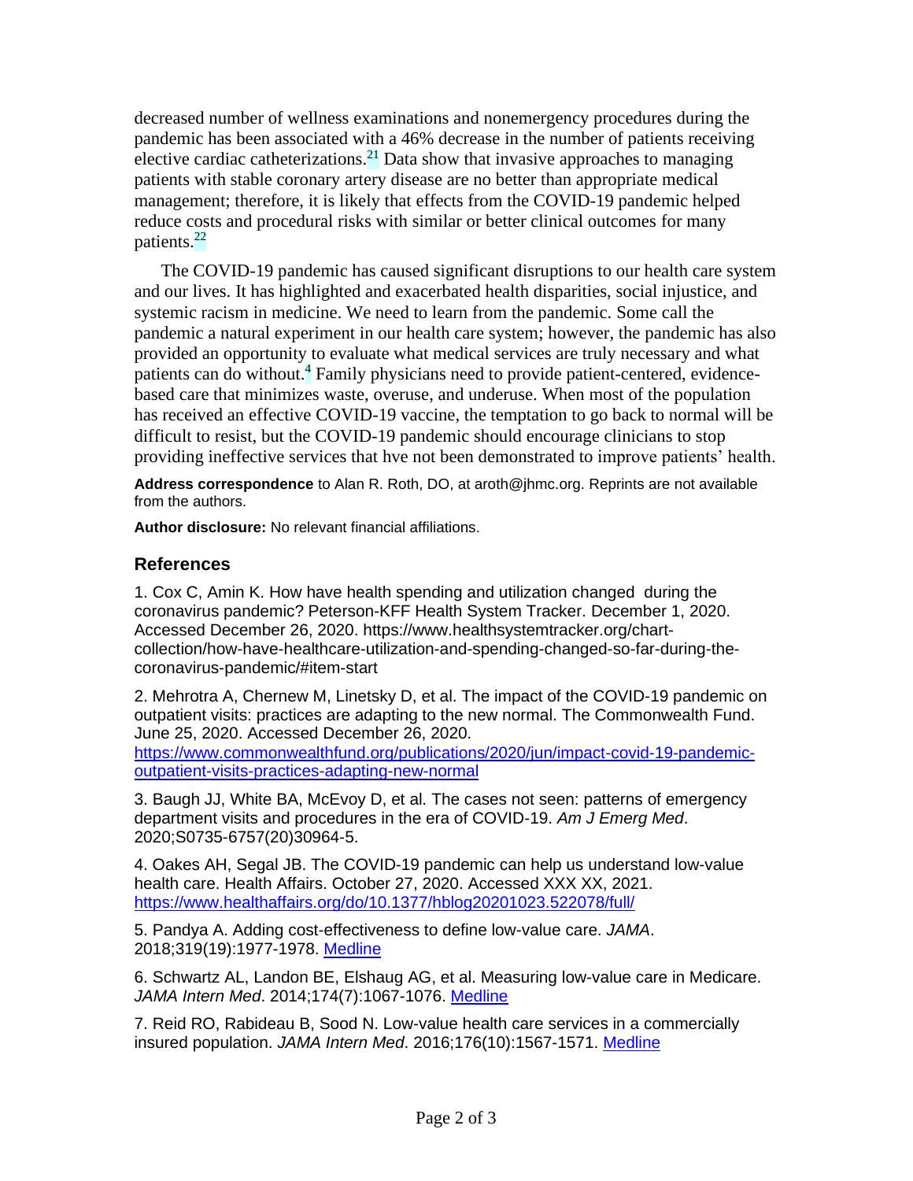decreased number of wellness examinations and nonemergency procedures during the pandemic has been associated with a 46% decrease in the number of patients receiving elective cardiac catheterizations.[21] Data show that invasive approaches to managing patients with stable coronary artery disease are no better than appropriate medical management; therefore, it is likely that effects from the COVID-19 pandemic helped reduce costs and procedural risks with similar or better clinical outcomes for many patients.[22]

The COVID-19 pandemic has caused significant disruptions to our health care system and our lives. It has highlighted and exacerbated health disparities, social injustice, and systemic racism in medicine. We need to learn from the pandemic. Some call the pandemic a natural experiment in our health care system; however, the pandemic has also provided an opportunity to evaluate what medical services are truly necessary and what patients can do without.[4] Family physicians need to provide patient-centered, evidence-based care that minimizes waste, overuse, and underuse. When most of the population has received an effective COVID-19 vaccine, the temptation to go back to normal will be difficult to resist, but the COVID-19 pandemic should encourage clinicians to stop providing ineffective services that hve not been demonstrated to improve patients' health.

**Address correspondence** to Alan R. Roth, DO, at aroth@jhmc.org. Reprints are not available from the authors.

**Author disclosure:** No relevant financial affiliations.

## References

1. Cox C, Amin K. How have health spending and utilization changed during the coronavirus pandemic? Peterson-KFF Health System Tracker. December 1, 2020. Accessed December 26, 2020. https://www.healthsystemtracker.org/chart-collection/how-have-healthcare-utilization-and-spending-changed-so-far-during-the-coronavirus-pandemic/#item-start

2. Mehrotra A, Chernew M, Linetsky D, et al. The impact of the COVID-19 pandemic on outpatient visits: practices are adapting to the new normal. The Commonwealth Fund. June 25, 2020. Accessed December 26, 2020. https://www.commonwealthfund.org/publications/2020/jun/impact-covid-19-pandemic-outpatient-visits-practices-adapting-new-normal

3. Baugh JJ, White BA, McEvoy D, et al. The cases not seen: patterns of emergency department visits and procedures in the era of COVID-19. *Am J Emerg Med*. 2020;S0735-6757(20)30964-5.

4. Oakes AH, Segal JB. The COVID-19 pandemic can help us understand low-value health care. Health Affairs. October 27, 2020. Accessed XXX XX, 2021. https://www.healthaffairs.org/do/10.1377/hblog20201023.522078/full/

5. Pandya A. Adding cost-effectiveness to define low-value care. *JAMA*. 2018;319(19):1977-1978. Medline

6. Schwartz AL, Landon BE, Elshaug AG, et al. Measuring low-value care in Medicare. *JAMA Intern Med*. 2014;174(7):1067-1076. Medline

7. Reid RO, Rabideau B, Sood N. Low-value health care services in a commercially insured population. *JAMA Intern Med*. 2016;176(10):1567-1571. Medline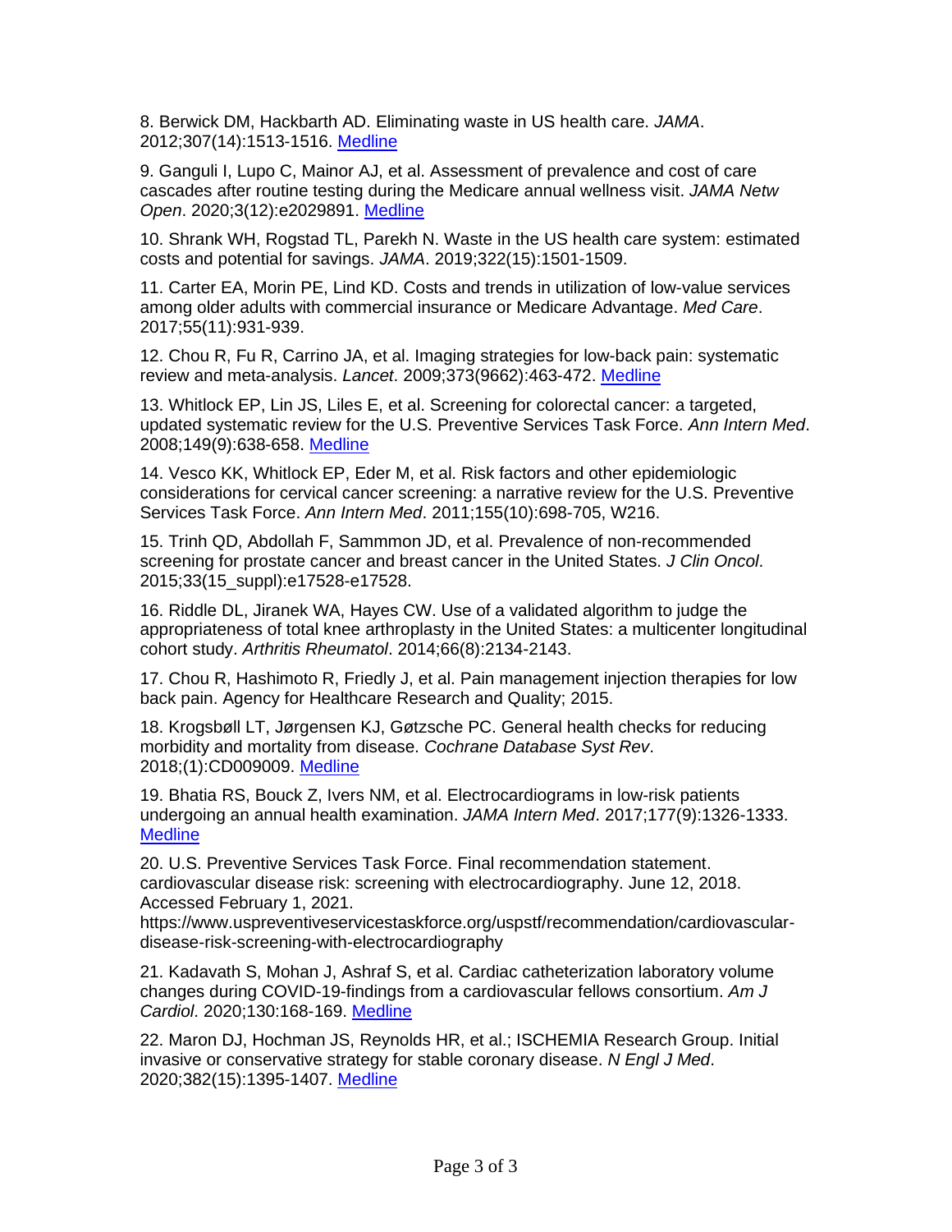8. Berwick DM, Hackbarth AD. Eliminating waste in US health care. *JAMA*. 2012;307(14):1513-1516. [Medline]

9. Ganguli I, Lupo C, Mainor AJ, et al. Assessment of prevalence and cost of care cascades after routine testing during the Medicare annual wellness visit. *JAMA Netw Open*. 2020;3(12):e2029891. [Medline]

10. Shrank WH, Rogstad TL, Parekh N. Waste in the US health care system: estimated costs and potential for savings. *JAMA*. 2019;322(15):1501-1509.

11. Carter EA, Morin PE, Lind KD. Costs and trends in utilization of low-value services among older adults with commercial insurance or Medicare Advantage. *Med Care*. 2017;55(11):931-939.

12. Chou R, Fu R, Carrino JA, et al. Imaging strategies for low-back pain: systematic review and meta-analysis. *Lancet*. 2009;373(9662):463-472. [Medline]

13. Whitlock EP, Lin JS, Liles E, et al. Screening for colorectal cancer: a targeted, updated systematic review for the U.S. Preventive Services Task Force. *Ann Intern Med*. 2008;149(9):638-658. [Medline]

14. Vesco KK, Whitlock EP, Eder M, et al. Risk factors and other epidemiologic considerations for cervical cancer screening: a narrative review for the U.S. Preventive Services Task Force. *Ann Intern Med*. 2011;155(10):698-705, W216.

15. Trinh QD, Abdollah F, Sammmon JD, et al. Prevalence of non-recommended screening for prostate cancer and breast cancer in the United States. *J Clin Oncol*. 2015;33(15_suppl):e17528-e17528.

16. Riddle DL, Jiranek WA, Hayes CW. Use of a validated algorithm to judge the appropriateness of total knee arthroplasty in the United States: a multicenter longitudinal cohort study. *Arthritis Rheumatol*. 2014;66(8):2134-2143.

17. Chou R, Hashimoto R, Friedly J, et al. Pain management injection therapies for low back pain. Agency for Healthcare Research and Quality; 2015.

18. Krogsbøll LT, Jørgensen KJ, Gøtzsche PC. General health checks for reducing morbidity and mortality from disease. *Cochrane Database Syst Rev*. 2018;(1):CD009009. [Medline]

19. Bhatia RS, Bouck Z, Ivers NM, et al. Electrocardiograms in low-risk patients undergoing an annual health examination. *JAMA Intern Med*. 2017;177(9):1326-1333. [Medline]

20. U.S. Preventive Services Task Force. Final recommendation statement. cardiovascular disease risk: screening with electrocardiography. June 12, 2018. Accessed February 1, 2021. https://www.uspreventiveservicestaskforce.org/uspstf/recommendation/cardiovascular-disease-risk-screening-with-electrocardiography

21. Kadavath S, Mohan J, Ashraf S, et al. Cardiac catheterization laboratory volume changes during COVID-19-findings from a cardiovascular fellows consortium. *Am J Cardiol*. 2020;130:168-169. [Medline]

22. Maron DJ, Hochman JS, Reynolds HR, et al.; ISCHEMIA Research Group. Initial invasive or conservative strategy for stable coronary disease. *N Engl J Med*. 2020;382(15):1395-1407. [Medline]